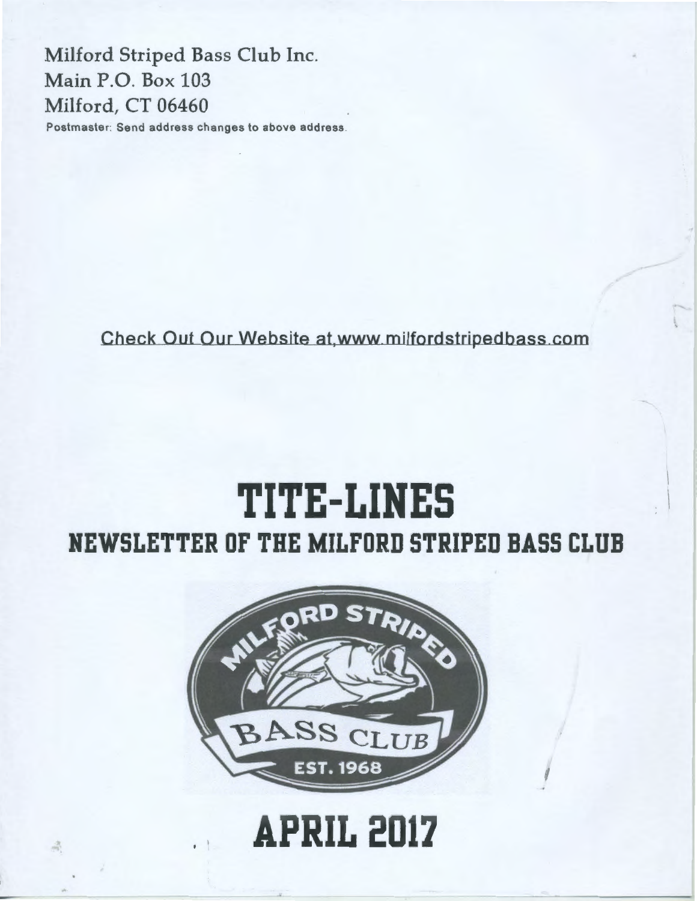Milford Striped Bass Club Inc.
Main P.O. Box 103
Milford, CT 06460

Postmaster: Send address changes to above address.

Check Out Our Website at,www.milfordstripedbass.com

# TITE-LINES

## NEWSLETTER OF THE MILFORD STRIPED BASS CLUB

MILFORD STRIPED BASS CLUB EST. 1968

# APRIL 2017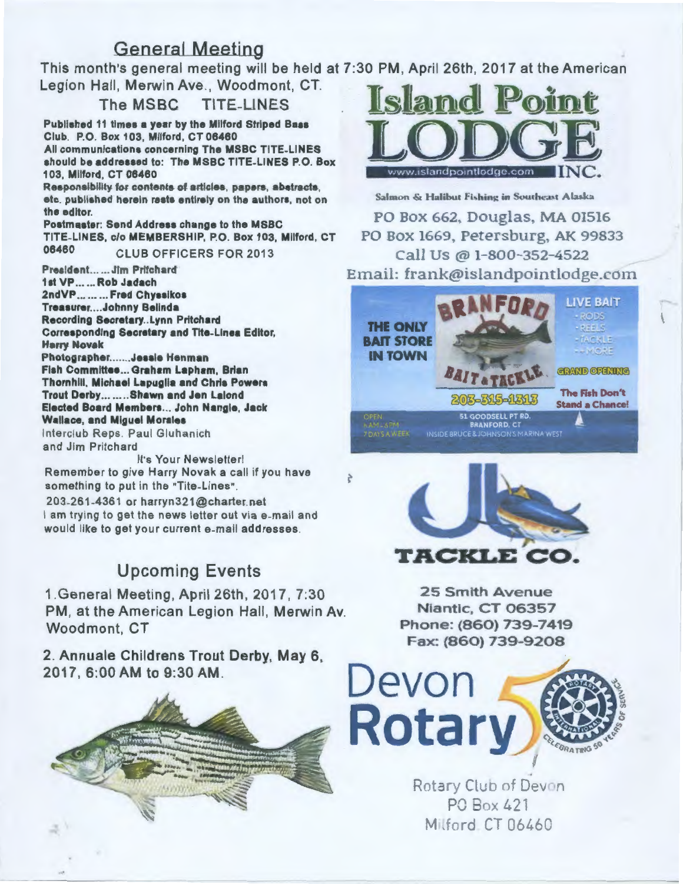## General Meeting

This month's general meeting will be held at 7:30 PM, April 26th, 2017 at the American Legion Hall, Merwin Ave., Woodmont, CT.

### The MSBC TITE-LINES

**Published 11 times a year by the Milford Striped Bass Club. P.O. Box 103, Milford, CT 06460**
**All communications concerning The MSBC TITE-LINES should be addressed to: The MSBC TITE-LINES P.O. Box 103, Milford, CT 06460**
**Responsibility for contents of articles, papers, abstracts, etc. published herein rests entirely on the authors, not on the editor.**
**Postmaster: Send Address change to the MSBC TITE-LINES, c/o MEMBERSHIP, P.O. Box 103, Milford, CT 06460**

CLUB OFFICERS FOR 2013

**President.......Jim Pritchard**
**1st VP.......Rob Jadach**
**2ndVP..........Fred Chyssikos**
**Treasurer....Johnny Belinda**
**Recording Secretary..Lynn Pritchard**
**Corresponding Secretary and Tite-Lines Editor, Harry Novak**
**Photographer.......Jessie Henman**
**Fish Committee... Graham Lapham, Brian Thornhill, Michael Lepuglia and Chris Powers**
**Trout Derby..........Shawn and Jen Lalond**
**Elected Board Members... John Nangle, Jack Wallace, and Miguel Morales**
Interclub Reps. Paul Gluhanich and Jim Pritchard

It's Your Newsletter!
Remember to give Harry Novak a call if you have something to put in the "Tite-Lines".
203-261-4361 or harryn321@charter.net
I am trying to get the news letter out via e-mail and would like to get your current e-mail addresses.

## Upcoming Events

1. General Meeting, April 26th, 2017, 7:30 PM, at the American Legion Hall, Merwin Av. Woodmont, CT

2. Annuale Childrens Trout Derby, May 6, 2017, 6:00 AM to 9:30 AM.

**Island Point LODGE INC.**
www.islandpointlodge.com

Salmon & Halibut Fishing in Southeast Alaska

PO Box 662, Douglas, MA 01516
PO Box 1669, Petersburg, AK 99833
Call Us @ 1-800-352-4522
Email: frank@islandpointlodge.com

**THE ONLY BAIT STORE IN TOWN**
**BRANFORD BAIT & TACKLE**
LIVE BAIT
- RODS
- REELS
- TACKLE
- MORE
GRAND OPENING
203-315-1313
The Fish Don't Stand a Chance!
OPEN 6AM - 6PM 7 DAYS A WEEK
51 GOODSELL PT RD. BRANFORD, CT
INSIDE BRUCE & JOHNSON'S MARINA WEST

**JB TACKLE CO.**
25 Smith Avenue
Niantic, CT 06357
Phone: (860) 739-7419
Fax: (860) 739-9208

**Devon Rotary**
Rotary Club of Devon
PO Box 421
Milford, CT 06460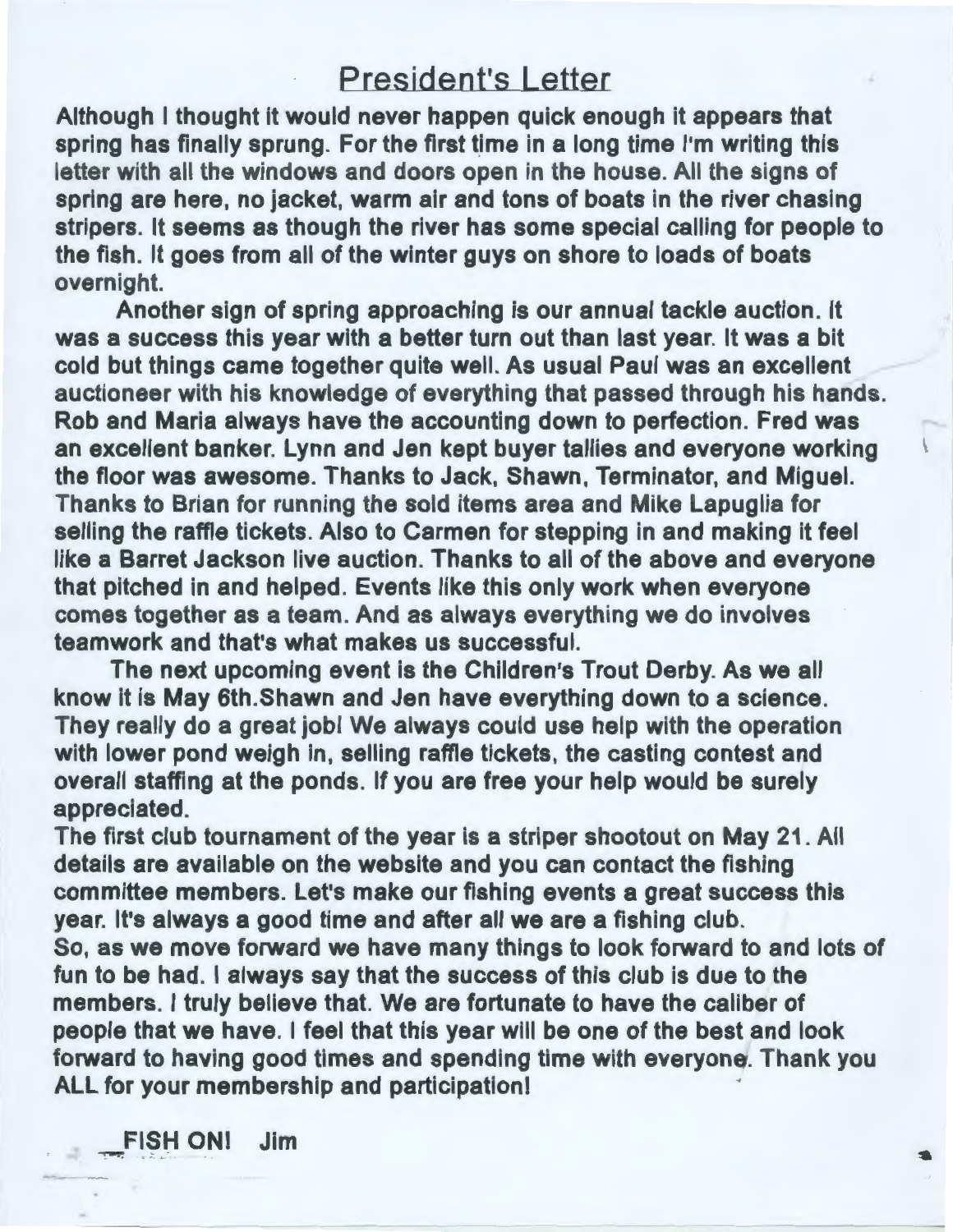# President's Letter

Although I thought it would never happen quick enough it appears that spring has finally sprung. For the first time in a long time I'm writing this letter with all the windows and doors open in the house. All the signs of spring are here, no jacket, warm air and tons of boats in the river chasing stripers. It seems as though the river has some special calling for people to the fish. It goes from all of the winter guys on shore to loads of boats overnight.

Another sign of spring approaching is our annual tackle auction. It was a success this year with a better turn out than last year. It was a bit cold but things came together quite well. As usual Paul was an excellent auctioneer with his knowledge of everything that passed through his hands. Rob and Maria always have the accounting down to perfection. Fred was an excellent banker. Lynn and Jen kept buyer tallies and everyone working the floor was awesome. Thanks to Jack, Shawn, Terminator, and Miguel. Thanks to Brian for running the sold items area and Mike Lapuglia for selling the raffle tickets. Also to Carmen for stepping in and making it feel like a Barret Jackson live auction. Thanks to all of the above and everyone that pitched in and helped. Events like this only work when everyone comes together as a team. And as always everything we do involves teamwork and that's what makes us successful.

The next upcoming event is the Children's Trout Derby. As we all know it is May 6th.Shawn and Jen have everything down to a science. They really do a great job! We always could use help with the operation with lower pond weigh in, selling raffle tickets, the casting contest and overall staffing at the ponds. If you are free your help would be surely appreciated.

The first club tournament of the year is a striper shootout on May 21. All details are available on the website and you can contact the fishing committee members. Let's make our fishing events a great success this year. It's always a good time and after all we are a fishing club.

So, as we move forward we have many things to look forward to and lots of fun to be had. I always say that the success of this club is due to the members. I truly believe that. We are fortunate to have the caliber of people that we have. I feel that this year will be one of the best and look forward to having good times and spending time with everyone. Thank you ALL for your membership and participation!

FISH ON! Jim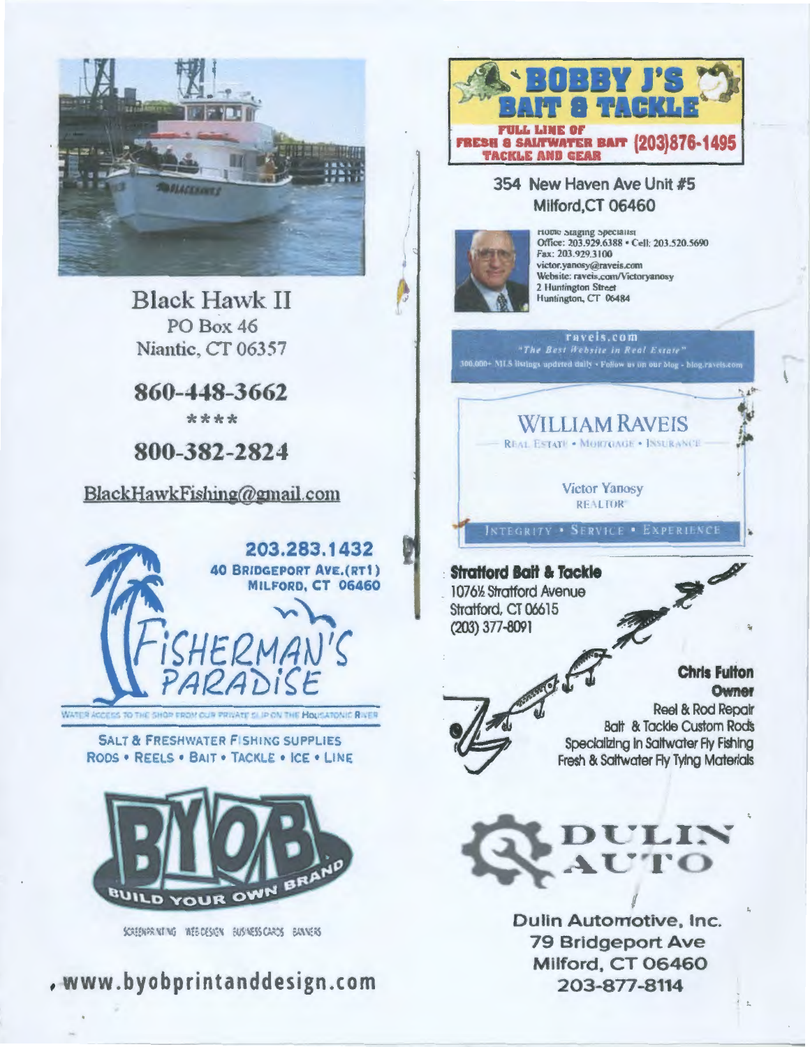Black Hawk II
PO Box 46
Niantic, CT 06357

**860-448-3662**

\*\*\*\*

**800-382-2824**

BlackHawkFishing@gmail.com

**203.283.1432**
**40 BRIDGEPORT AVE.(RT1)**
**MILFORD, CT 06460**

FISHERMAN'S PARADISE

WATER ACCESS TO THE SHOP FROM OUR PRIVATE SLIP ON THE HOUSATONIC RIVER

SALT & FRESHWATER FISHING SUPPLIES
RODS • REELS • BAIT • TACKLE • ICE • LINE

BYOB
BUILD YOUR OWN BRAND

SCREENPRINTING WEB DESIGN BUSINESS CARDS BANNERS

**www.byobprintanddesign.com**

**BOBBY J'S BAIT & TACKLE**
**FULL LINE OF FRESH & SALTWATER BAIT TACKLE AND GEAR** **(203)876-1495**

354 New Haven Ave Unit #5
Milford,CT 06460

Home Staging Specialist
Office: 203.929.6388 • Cell: 203.520.5690
Fax: 203.929.3100
victor.yanosy@raveis.com
Website: raveis.com/Victoryanosy
2 Huntington Street
Huntington, CT 06484

raveis.com
"The Best Website in Real Estate"
300,000+ MLS listings updated daily • Follow us on our blog - blog.raveis.com

WILLIAM RAVEIS
REAL ESTATE • MORTGAGE • INSURANCE

Victor Yanosy
REALTOR

INTEGRITY • SERVICE • EXPERIENCE

**Stratford Bait & Tackle**
1076½ Stratford Avenue
Stratford, CT 06615
(203) 377-8091

**Chris Fulton**
**Owner**
Reel & Rod Repair
Bait & Tackle Custom Rods
Specializing in Saltwater Fly Fishing
Fresh & Saltwater Fly Tying Materials

DULIN AUTO

**Dulin Automotive, Inc.**
**79 Bridgeport Ave**
**Milford, CT 06460**
**203-877-8114**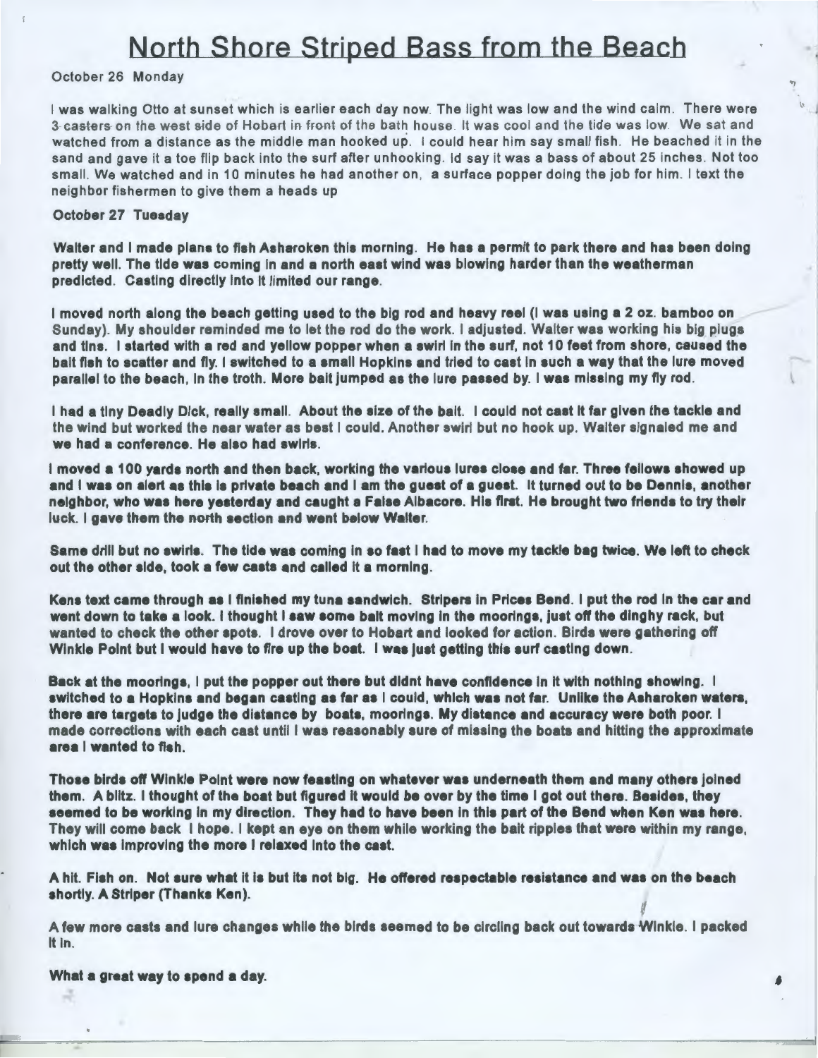# North Shore Striped Bass from the Beach

October 26 Monday

I was walking Otto at sunset which is earlier each day now. The light was low and the wind calm. There were 3 casters on the west side of Hobart in front of the bath house. It was cool and the tide was low. We sat and watched from a distance as the middle man hooked up. I could hear him say small fish. He beached it in the sand and gave it a toe flip back into the surf after unhooking. Id say it was a bass of about 25 inches. Not too small. We watched and in 10 minutes he had another on, a surface popper doing the job for him. I text the neighbor fishermen to give them a heads up

**October 27 Tuesday**

**Walter and I made plans to fish Asharoken this morning. He has a permit to park there and has been doing pretty well. The tide was coming in and a north east wind was blowing harder than the weatherman predicted. Casting directly into it limited our range.**

**I moved north along the beach getting used to the big rod and heavy reel (I was using a 2 oz. bamboo on Sunday). My shoulder reminded me to let the rod do the work. I adjusted. Walter was working his big plugs and tins. I started with a red and yellow popper when a swirl in the surf, not 10 feet from shore, caused the bait fish to scatter and fly. I switched to a small Hopkins and tried to cast in such a way that the lure moved parallel to the beach, in the troth. More bait jumped as the lure passed by. I was missing my fly rod.**

**I had a tiny Deadly Dick, really small. About the size of the bait. I could not cast it far given the tackle and the wind but worked the near water as best I could. Another swirl but no hook up. Walter signaled me and we had a conference. He also had swirls.**

**I moved a 100 yards north and then back, working the various lures close and far. Three fellows showed up and I was on alert as this is private beach and I am the guest of a guest. It turned out to be Dennis, another neighbor, who was here yesterday and caught a False Albacore. His first. He brought two friends to try their luck. I gave them the north section and went below Walter.**

**Same drill but no swirls. The tide was coming in so fast I had to move my tackle bag twice. We left to check out the other side, took a few casts and called it a morning.**

**Kens text came through as I finished my tuna sandwich. Stripers in Prices Bend. I put the rod in the car and went down to take a look. I thought I saw some bait moving in the moorings, just off the dinghy rack, but wanted to check the other spots. I drove over to Hobart and looked for action. Birds were gathering off Winkle Point but I would have to fire up the boat. I was just getting this surf casting down.**

**Back at the moorings, I put the popper out there but didnt have confidence in it with nothing showing. I switched to a Hopkins and began casting as far as I could, which was not far. Unlike the Asharoken waters, there are targets to judge the distance by boats, moorings. My distance and accuracy were both poor. I made corrections with each cast until I was reasonably sure of missing the boats and hitting the approximate area I wanted to fish.**

**Those birds off Winkle Point were now feasting on whatever was underneath them and many others joined them. A blitz. I thought of the boat but figured it would be over by the time I got out there. Besides, they seemed to be working in my direction. They had to have been in this part of the Bend when Ken was here. They will come back I hope. I kept an eye on them while working the bait ripples that were within my range, which was improving the more I relaxed into the cast.**

**A hit. Fish on. Not sure what it is but its not big. He offered respectable resistance and was on the beach shortly. A Striper (Thanks Ken).**

**A few more casts and lure changes while the birds seemed to be circling back out towards Winkle. I packed it in.**

**What a great way to spend a day.**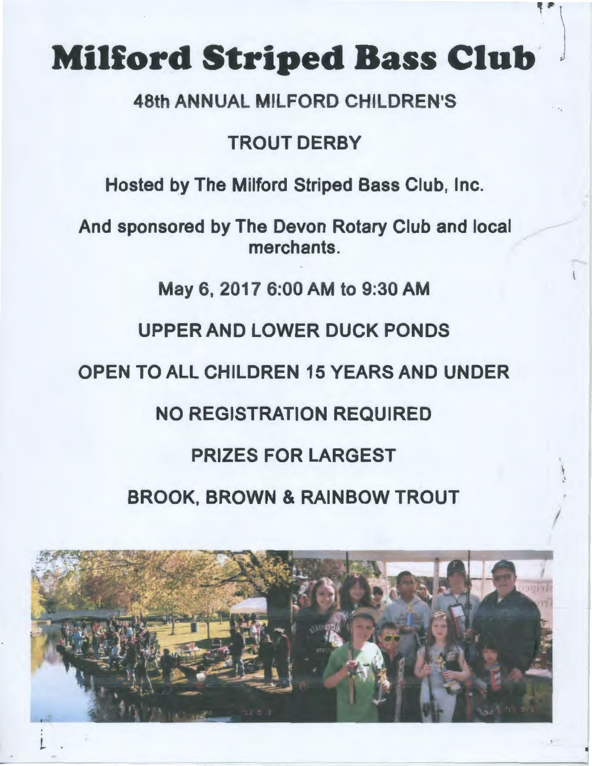# Milford Striped Bass Club

48th ANNUAL MILFORD CHILDREN'S

TROUT DERBY

Hosted by The Milford Striped Bass Club, Inc.

And sponsored by The Devon Rotary Club and local merchants.

May 6, 2017 6:00 AM to 9:30 AM

UPPER AND LOWER DUCK PONDS

OPEN TO ALL CHILDREN 15 YEARS AND UNDER

NO REGISTRATION REQUIRED

PRIZES FOR LARGEST

BROOK, BROWN & RAINBOW TROUT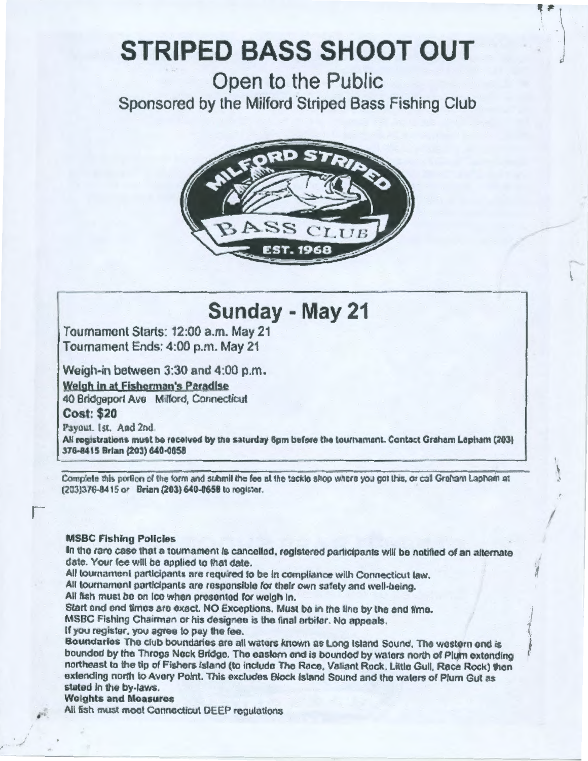# STRIPED BASS SHOOT OUT

## Open to the Public

### Sponsored by the Milford Striped Bass Fishing Club

## Sunday - May 21

Tournament Starts: 12:00 a.m. May 21
Tournament Ends: 4:00 p.m. May 21

Weigh-in between 3:30 and 4:00 p.m.

**Weigh In at Fisherman's Paradise**

40 Bridgeport Ave Milford, Connecticut

**Cost: $20**

Payout. 1st. And 2nd.

**All registrations must be received by the saturday 6pm before the tournament. Contact Graham Lapham (203) 376-8415 Brian (203) 640-0658**

Complete this portion of the form and submit the fee at the tackle shop where you got this, or call Graham Lapham at (203)376-8415 or Brian (203) 640-0658 to register.

**MSBC Fishing Policies**

In the rare case that a tournament is cancelled, registered participants will be notified of an alternate date. Your fee will be applied to that date.

All tournament participants are required to be in compliance with Connecticut law.

All tournament participants are responsible for their own safety and well-being.

All fish must be on ice when presented for weigh in.

Start and end times are exact. NO Exceptions. Must be in the line by the end time.

MSBC Fishing Chairman or his designee is the final arbiter. No appeals.

If you register, you agree to pay the fee.

**Boundaries** The club boundaries are all waters known as Long Island Sound. The western end is bounded by the Throgs Neck Bridge. The eastern end is bounded by waters north of Plum extending northeast to the tip of Fishers Island (to include The Race, Valiant Rock, Little Gull, Race Rock) then extending north to Avery Point. This excludes Block Island Sound and the waters of Plum Gut as stated in the by-laws.

**Weights and Measures**

All fish must meet Connecticut DEEP regulations